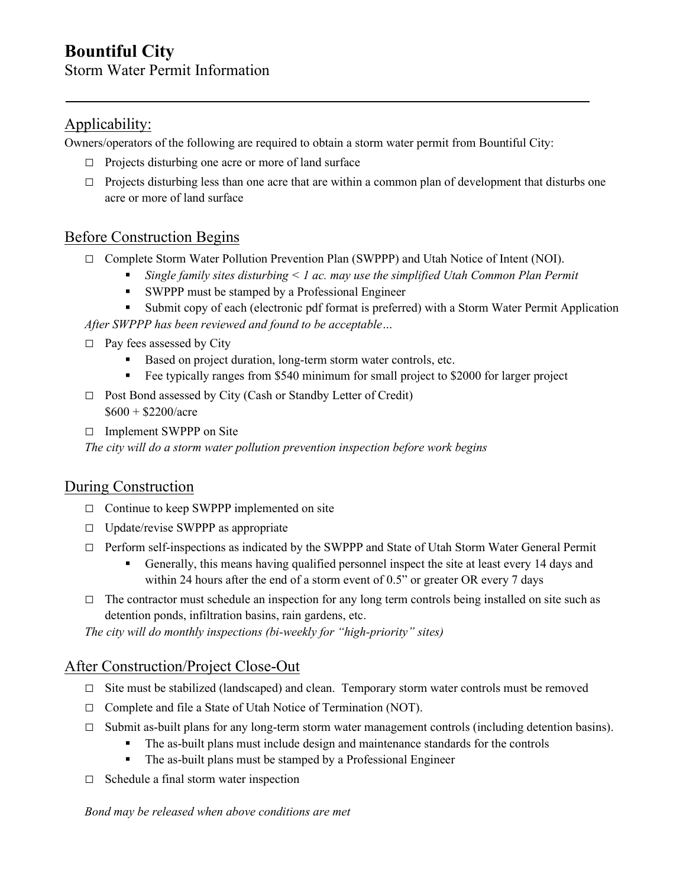# Bountiful City

Storm Water Permit Information

---

## Applicability:

Owners/operators of the following are required to obtain a storm water permit from Bountiful City:

- ☐ Projects disturbing one acre or more of land surface
- ☐ Projects disturbing less than one acre that are within a common plan of development that disturbs one acre or more of land surface

## Before Construction Begins

- ☐ Complete Storm Water Pollution Prevention Plan (SWPPP) and Utah Notice of Intent (NOI).
  - *Single family sites disturbing < 1 ac. may use the simplified Utah Common Plan Permit*
  - SWPPP must be stamped by a Professional Engineer
  - Submit copy of each (electronic pdf format is preferred) with a Storm Water Permit Application

*After SWPPP has been reviewed and found to be acceptable…*

- ☐ Pay fees assessed by City
  - Based on project duration, long-term storm water controls, etc.
  - Fee typically ranges from $540 minimum for small project to $2000 for larger project
- ☐ Post Bond assessed by City (Cash or Standby Letter of Credit)
  $600 + $2200/acre
- ☐ Implement SWPPP on Site

*The city will do a storm water pollution prevention inspection before work begins*

## During Construction

- ☐ Continue to keep SWPPP implemented on site
- ☐ Update/revise SWPPP as appropriate
- ☐ Perform self-inspections as indicated by the SWPPP and State of Utah Storm Water General Permit
  - Generally, this means having qualified personnel inspect the site at least every 14 days and within 24 hours after the end of a storm event of 0.5" or greater OR every 7 days
- ☐ The contractor must schedule an inspection for any long term controls being installed on site such as detention ponds, infiltration basins, rain gardens, etc.

*The city will do monthly inspections (bi-weekly for "high-priority" sites)*

## After Construction/Project Close-Out

- ☐ Site must be stabilized (landscaped) and clean. Temporary storm water controls must be removed
- ☐ Complete and file a State of Utah Notice of Termination (NOT).
- ☐ Submit as-built plans for any long-term storm water management controls (including detention basins).
  - The as-built plans must include design and maintenance standards for the controls
  - The as-built plans must be stamped by a Professional Engineer
- ☐ Schedule a final storm water inspection

*Bond may be released when above conditions are met*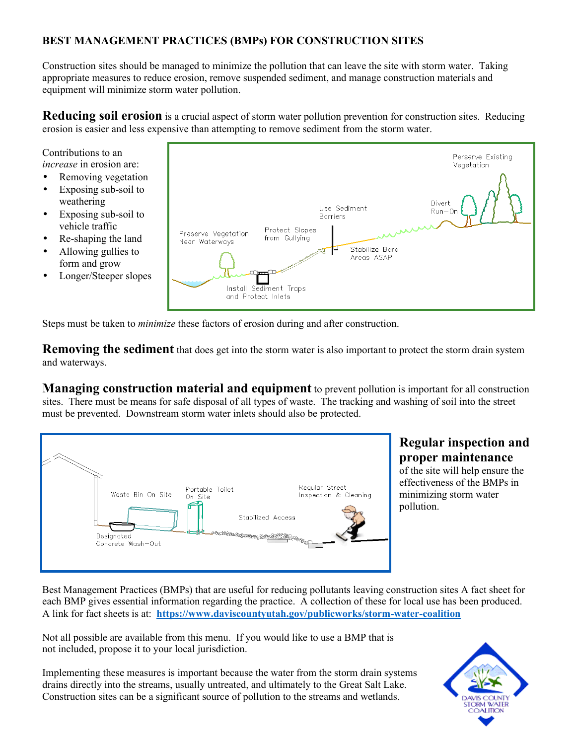## BEST MANAGEMENT PRACTICES (BMPs) FOR CONSTRUCTION SITES

Construction sites should be managed to minimize the pollution that can leave the site with storm water. Taking appropriate measures to reduce erosion, remove suspended sediment, and manage construction materials and equipment will minimize storm water pollution.

**Reducing soil erosion** is a crucial aspect of storm water pollution prevention for construction sites. Reducing erosion is easier and less expensive than attempting to remove sediment from the storm water.

Contributions to an *increase* in erosion are:

- Removing vegetation
- Exposing sub-soil to weathering
- Exposing sub-soil to vehicle traffic
- Re-shaping the land
- Allowing gullies to form and grow
- Longer/Steeper slopes

Steps must be taken to *minimize* these factors of erosion during and after construction.

**Removing the sediment** that does get into the storm water is also important to protect the storm drain system and waterways.

**Managing construction material and equipment** to prevent pollution is important for all construction sites. There must be means for safe disposal of all types of waste. The tracking and washing of soil into the street must be prevented. Downstream storm water inlets should also be protected.

**Regular inspection and proper maintenance** of the site will help ensure the effectiveness of the BMPs in minimizing storm water pollution.

Best Management Practices (BMPs) that are useful for reducing pollutants leaving construction sites A fact sheet for each BMP gives essential information regarding the practice. A collection of these for local use has been produced. A link for fact sheets is at: **https://www.daviscountyutah.gov/publicworks/storm-water-coalition**

Not all possible are available from this menu. If you would like to use a BMP that is not included, propose it to your local jurisdiction.

Implementing these measures is important because the water from the storm drain systems drains directly into the streams, usually untreated, and ultimately to the Great Salt Lake. Construction sites can be a significant source of pollution to the streams and wetlands.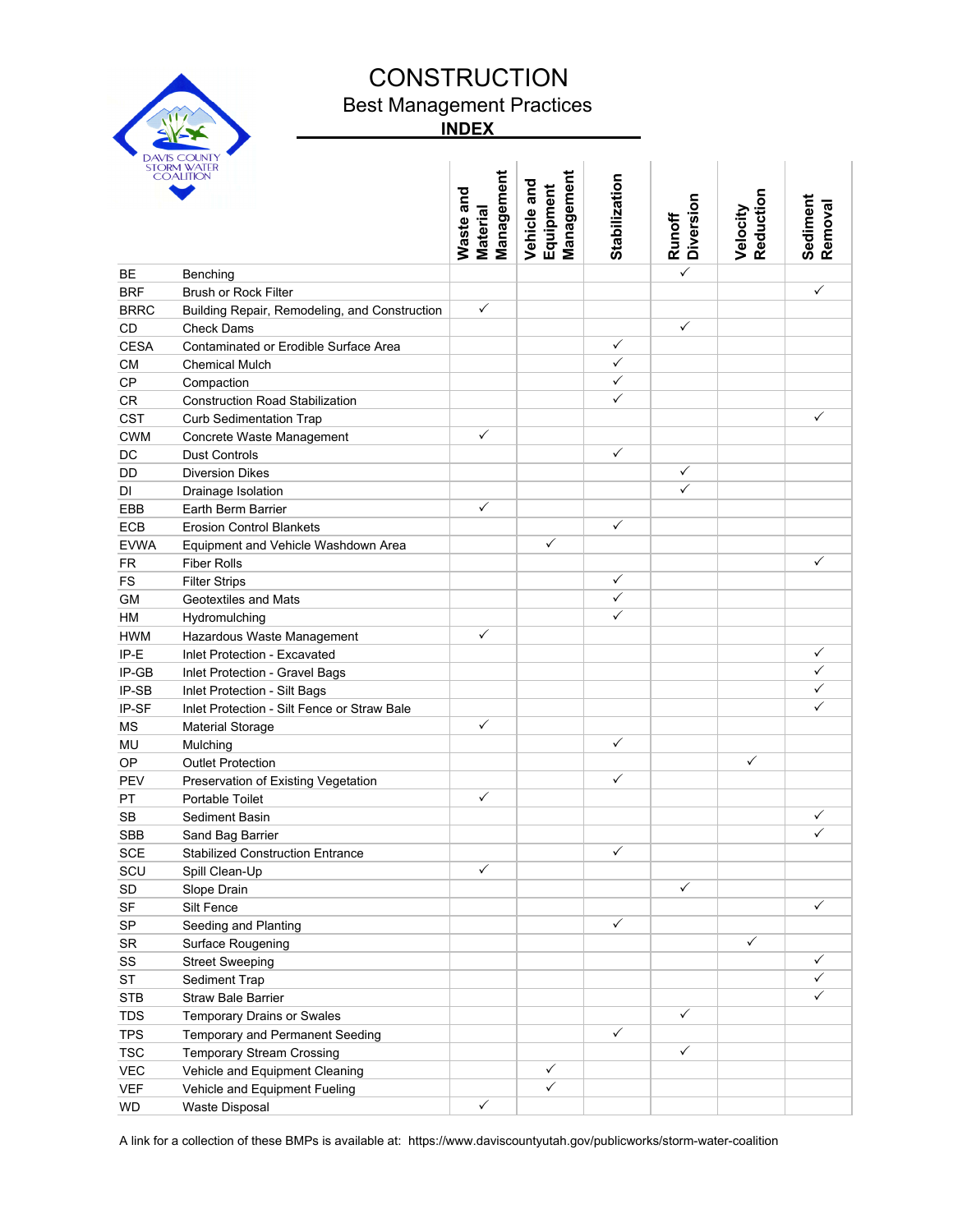# CONSTRUCTION

## Best Management Practices

### INDEX

| | | Waste and Material Management | Vehicle and Equipment Management | Stabilization | Runoff Diversion | Velocity Reduction | Sediment Removal |
|---|---|---|---|---|---|---|---|
| BE | Benching | | | | ✓ | | |
| BRF | Brush or Rock Filter | | | | | | ✓ |
| BRRC | Building Repair, Remodeling, and Construction | ✓ | | | | | |
| CD | Check Dams | | | | ✓ | | |
| CESA | Contaminated or Erodible Surface Area | | | ✓ | | | |
| CM | Chemical Mulch | | | ✓ | | | |
| CP | Compaction | | | ✓ | | | |
| CR | Construction Road Stabilization | | | ✓ | | | |
| CST | Curb Sedimentation Trap | | | | | | ✓ |
| CWM | Concrete Waste Management | ✓ | | | | | |
| DC | Dust Controls | | | ✓ | | | |
| DD | Diversion Dikes | | | | ✓ | | |
| DI | Drainage Isolation | | | | ✓ | | |
| EBB | Earth Berm Barrier | ✓ | | | | | |
| ECB | Erosion Control Blankets | | | ✓ | | | |
| EVWA | Equipment and Vehicle Washdown Area | | ✓ | | | | |
| FR | Fiber Rolls | | | | | | ✓ |
| FS | Filter Strips | | | ✓ | | | |
| GM | Geotextiles and Mats | | | ✓ | | | |
| HM | Hydromulching | | | ✓ | | | |
| HWM | Hazardous Waste Management | ✓ | | | | | |
| IP-E | Inlet Protection - Excavated | | | | | | ✓ |
| IP-GB | Inlet Protection - Gravel Bags | | | | | | ✓ |
| IP-SB | Inlet Protection - Silt Bags | | | | | | ✓ |
| IP-SF | Inlet Protection - Silt Fence or Straw Bale | | | | | | ✓ |
| MS | Material Storage | ✓ | | | | | |
| MU | Mulching | | | ✓ | | | |
| OP | Outlet Protection | | | | | ✓ | |
| PEV | Preservation of Existing Vegetation | | | ✓ | | | |
| PT | Portable Toilet | ✓ | | | | | |
| SB | Sediment Basin | | | | | | ✓ |
| SBB | Sand Bag Barrier | | | | | | ✓ |
| SCE | Stabilized Construction Entrance | | | ✓ | | | |
| SCU | Spill Clean-Up | ✓ | | | | | |
| SD | Slope Drain | | | | ✓ | | |
| SF | Silt Fence | | | | | | ✓ |
| SP | Seeding and Planting | | | ✓ | | | |
| SR | Surface Rougening | | | | | ✓ | |
| SS | Street Sweeping | | | | | | ✓ |
| ST | Sediment Trap | | | | | | ✓ |
| STB | Straw Bale Barrier | | | | | | ✓ |
| TDS | Temporary Drains or Swales | | | | ✓ | | |
| TPS | Temporary and Permanent Seeding | | | ✓ | | | |
| TSC | Temporary Stream Crossing | | | | ✓ | | |
| VEC | Vehicle and Equipment Cleaning | | ✓ | | | | |
| VEF | Vehicle and Equipment Fueling | | ✓ | | | | |
| WD | Waste Disposal | ✓ | | | | | |

A link for a collection of these BMPs is available at: https://www.daviscountyutah.gov/publicworks/storm-water-coalition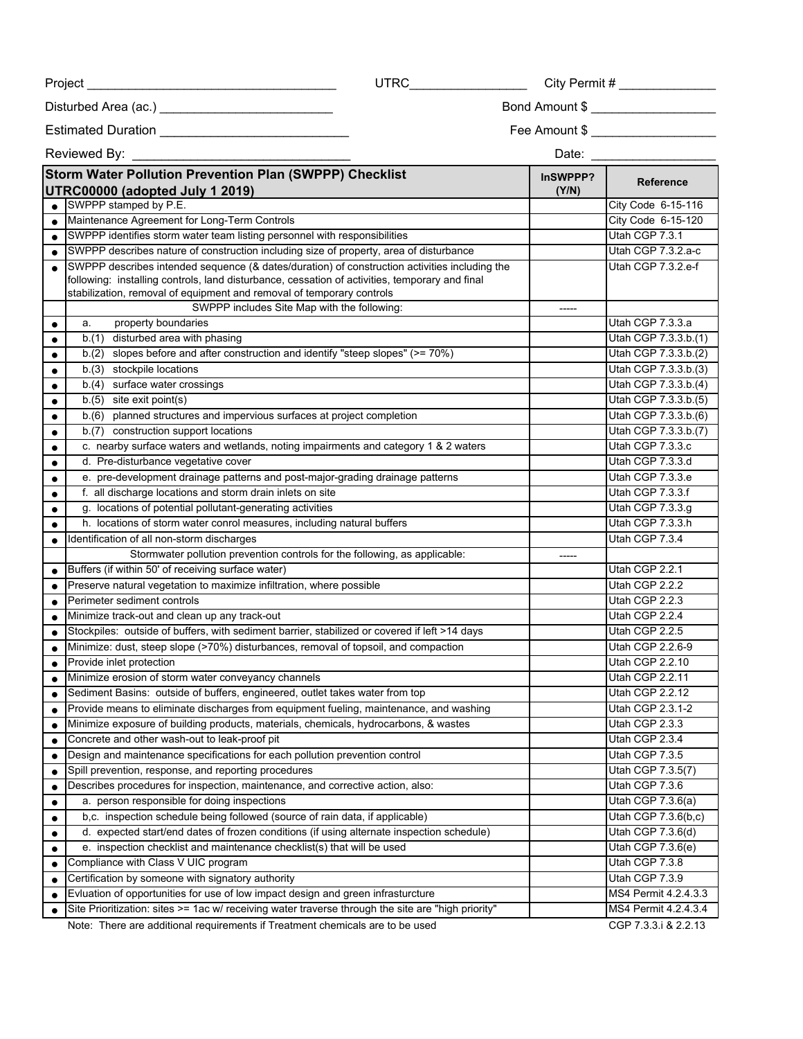Project ___________________________________ UTRC________________ City Permit # _____________

Disturbed Area (ac.) ________________________ Bond Amount $ _________________

Estimated Duration __________________________ Fee Amount $ _________________

Reviewed By: ______________________________ Date: _________________

| | Storm Water Pollution Prevention Plan (SWPPP) Checklist UTRC00000 (adopted July 1 2019) | InSWPPP? (Y/N) | Reference |
|---|---|---|---|
| ● | SWPPP stamped by P.E. | | City Code 6-15-116 |
| ● | Maintenance Agreement for Long-Term Controls | | City Code 6-15-120 |
| ● | SWPPP identifies storm water team listing personnel with responsibilities | | Utah CGP 7.3.1 |
| ● | SWPPP describes nature of construction including size of property, area of disturbance | | Utah CGP 7.3.2.a-c |
| ● | SWPPP describes intended sequence (& dates/duration) of construction activities including the following: installing controls, land disturbance, cessation of activities, temporary and final stabilization, removal of equipment and removal of temporary controls | | Utah CGP 7.3.2.e-f |
| | SWPPP includes Site Map with the following: | ----- | |
| ● | a. property boundaries | | Utah CGP 7.3.3.a |
| ● | b.(1) disturbed area with phasing | | Utah CGP 7.3.3.b.(1) |
| ● | b.(2) slopes before and after construction and identify "steep slopes" (>= 70%) | | Utah CGP 7.3.3.b.(2) |
| ● | b.(3) stockpile locations | | Utah CGP 7.3.3.b.(3) |
| ● | b.(4) surface water crossings | | Utah CGP 7.3.3.b.(4) |
| ● | b.(5) site exit point(s) | | Utah CGP 7.3.3.b.(5) |
| ● | b.(6) planned structures and impervious surfaces at project completion | | Utah CGP 7.3.3.b.(6) |
| ● | b.(7) construction support locations | | Utah CGP 7.3.3.b.(7) |
| ● | c. nearby surface waters and wetlands, noting impairments and category 1 & 2 waters | | Utah CGP 7.3.3.c |
| ● | d. Pre-disturbance vegetative cover | | Utah CGP 7.3.3.d |
| ● | e. pre-development drainage patterns and post-major-grading drainage patterns | | Utah CGP 7.3.3.e |
| ● | f. all discharge locations and storm drain inlets on site | | Utah CGP 7.3.3.f |
| ● | g. locations of potential pollutant-generating activities | | Utah CGP 7.3.3.g |
| ● | h. locations of storm water conrol measures, including natural buffers | | Utah CGP 7.3.3.h |
| ● | Identification of all non-storm discharges | | Utah CGP 7.3.4 |
| | Stormwater pollution prevention controls for the following, as applicable: | ----- | |
| ● | Buffers (if within 50' of receiving surface water) | | Utah CGP 2.2.1 |
| ● | Preserve natural vegetation to maximize infiltration, where possible | | Utah CGP 2.2.2 |
| ● | Perimeter sediment controls | | Utah CGP 2.2.3 |
| ● | Minimize track-out and clean up any track-out | | Utah CGP 2.2.4 |
| ● | Stockpiles: outside of buffers, with sediment barrier, stabilized or covered if left >14 days | | Utah CGP 2.2.5 |
| ● | Minimize: dust, steep slope (>70%) disturbances, removal of topsoil, and compaction | | Utah CGP 2.2.6-9 |
| ● | Provide inlet protection | | Utah CGP 2.2.10 |
| ● | Minimize erosion of storm water conveyancy channels | | Utah CGP 2.2.11 |
| ● | Sediment Basins: outside of buffers, engineered, outlet takes water from top | | Utah CGP 2.2.12 |
| ● | Provide means to eliminate discharges from equipment fueling, maintenance, and washing | | Utah CGP 2.3.1-2 |
| ● | Minimize exposure of building products, materials, chemicals, hydrocarbons, & wastes | | Utah CGP 2.3.3 |
| ● | Concrete and other wash-out to leak-proof pit | | Utah CGP 2.3.4 |
| ● | Design and maintenance specifications for each pollution prevention control | | Utah CGP 7.3.5 |
| ● | Spill prevention, response, and reporting procedures | | Utah CGP 7.3.5(7) |
| ● | Describes procedures for inspection, maintenance, and corrective action, also: | | Utah CGP 7.3.6 |
| ● | a. person responsible for doing inspections | | Utah CGP 7.3.6(a) |
| ● | b,c. inspection schedule being followed (source of rain data, if applicable) | | Utah CGP 7.3.6(b,c) |
| ● | d. expected start/end dates of frozen conditions (if using alternate inspection schedule) | | Utah CGP 7.3.6(d) |
| ● | e. inspection checklist and maintenance checklist(s) that will be used | | Utah CGP 7.3.6(e) |
| ● | Compliance with Class V UIC program | | Utah CGP 7.3.8 |
| ● | Certification by someone with signatory authority | | Utah CGP 7.3.9 |
| ● | Evluation of opportunities for use of low impact design and green infrasturcture | | MS4 Permit 4.2.4.3.3 |
| ● | Site Prioritization: sites >= 1ac w/ receiving water traverse through the site are "high priority" | | MS4 Permit 4.2.4.3.4 |

Note: There are additional requirements if Treatment chemicals are to be used — CGP 7.3.3.i & 2.2.13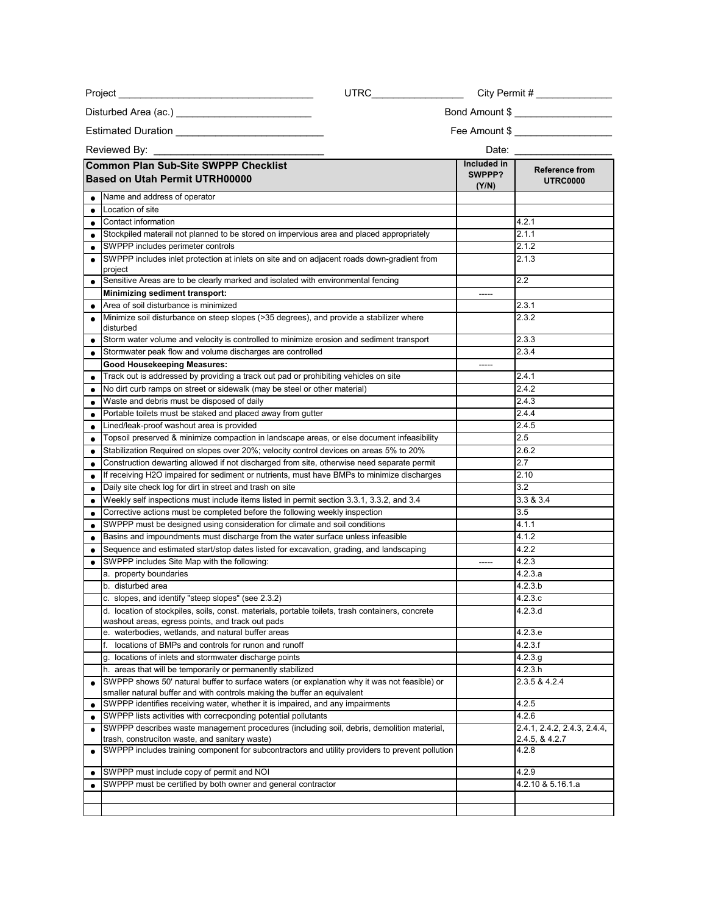Project ___________________________________ UTRC________________ City Permit # _____________

Disturbed Area (ac.) ________________________ Bond Amount $ _________________

Estimated Duration __________________________ Fee Amount $ _________________

Reviewed By: _____________________________ Date: _________________

| | Common Plan Sub-Site SWPPP Checklist<br>Based on Utah Permit UTRH00000 | Included in SWPPP? (Y/N) | Reference from UTRC0000 |
|---|---|---|---|
| ● | Name and address of operator | | |
| ● | Location of site | | |
| ● | Contact information | | 4.2.1 |
| ● | Stockpiled materail not planned to be stored on impervious area and placed appropriately | | 2.1.1 |
| ● | SWPPP includes perimeter controls | | 2.1.2 |
| ● | SWPPP includes inlet protection at inlets on site and on adjacent roads down-gradient from project | | 2.1.3 |
| ● | Sensitive Areas are to be clearly marked and isolated with environmental fencing | | 2.2 |
| | **Minimizing sediment transport:** | ----- | |
| ● | Area of soil disturbance is minimized | | 2.3.1 |
| ● | Minimize soil disturbance on steep slopes (>35 degrees), and provide a stabilizer where disturbed | | 2.3.2 |
| ● | Storm water volume and velocity is controlled to minimize erosion and sediment transport | | 2.3.3 |
| ● | Stormwater peak flow and volume discharges are controlled | | 2.3.4 |
| | **Good Housekeeping Measures:** | ----- | |
| ● | Track out is addressed by providing a track out pad or prohibiting vehicles on site | | 2.4.1 |
| ● | No dirt curb ramps on street or sidewalk (may be steel or other material) | | 2.4.2 |
| ● | Waste and debris must be disposed of daily | | 2.4.3 |
| ● | Portable toilets must be staked and placed away from gutter | | 2.4.4 |
| ● | Lined/leak-proof washout area is provided | | 2.4.5 |
| ● | Topsoil preserved & minimize compaction in landscape areas, or else document infeasibility | | 2.5 |
| ● | Stabilization Required on slopes over 20%; velocity control devices on areas 5% to 20% | | 2.6.2 |
| ● | Construction dewarting allowed if not discharged from site, otherwise need separate permit | | 2.7 |
| ● | If receiving H2O impaired for sediment or nutrients, must have BMPs to minimize discharges | | 2.10 |
| ● | Daily site check log for dirt in street and trash on site | | 3.2 |
| ● | Weekly self inspections must include items listed in permit section 3.3.1, 3.3.2, and 3.4 | | 3.3 & 3.4 |
| ● | Corrective actions must be completed before the following weekly inspection | | 3.5 |
| ● | SWPPP must be designed using consideration for climate and soil conditions | | 4.1.1 |
| ● | Basins and impoundments must discharge from the water surface unless infeasible | | 4.1.2 |
| ● | Sequence and estimated start/stop dates listed for excavation, grading, and landscaping | | 4.2.2 |
| ● | SWPPP includes Site Map with the following: | ----- | 4.2.3 |
| | a. property boundaries | | 4.2.3.a |
| | b. disturbed area | | 4.2.3.b |
| | c. slopes, and identify "steep slopes" (see 2.3.2) | | 4.2.3.c |
| | d. location of stockpiles, soils, const. materials, portable toilets, trash containers, concrete washout areas, egress points, and track out pads | | 4.2.3.d |
| | e. waterbodies, wetlands, and natural buffer areas | | 4.2.3.e |
| | f. locations of BMPs and controls for runon and runoff | | 4.2.3.f |
| | g. locations of inlets and stormwater discharge points | | 4.2.3.g |
| | h. areas that will be temporarily or permanently stabilized | | 4.2.3.h |
| ● | SWPPP shows 50' natural buffer to surface waters (or explanation why it was not feasible) or smaller natural buffer and with controls making the buffer an equivalent | | 2.3.5 & 4.2.4 |
| ● | SWPPP identifies receiving water, whether it is impaired, and any impairments | | 4.2.5 |
| ● | SWPPP lists activities with correcponding potential pollutants | | 4.2.6 |
| ● | SWPPP describes waste management procedures (including soil, debris, demolition material, trash, construciton waste, and sanitary waste) | | 2.4.1, 2.4.2, 2.4.3, 2.4.4, 2.4.5, & 4.2.7 |
| ● | SWPPP includes training component for subcontractors and utility providers to prevent pollution | | 4.2.8 |
| ● | SWPPP must include copy of permit and NOI | | 4.2.9 |
| ● | SWPPP must be certified by both owner and general contractor | | 4.2.10 & 5.16.1.a |
| | | | |
| | | | |